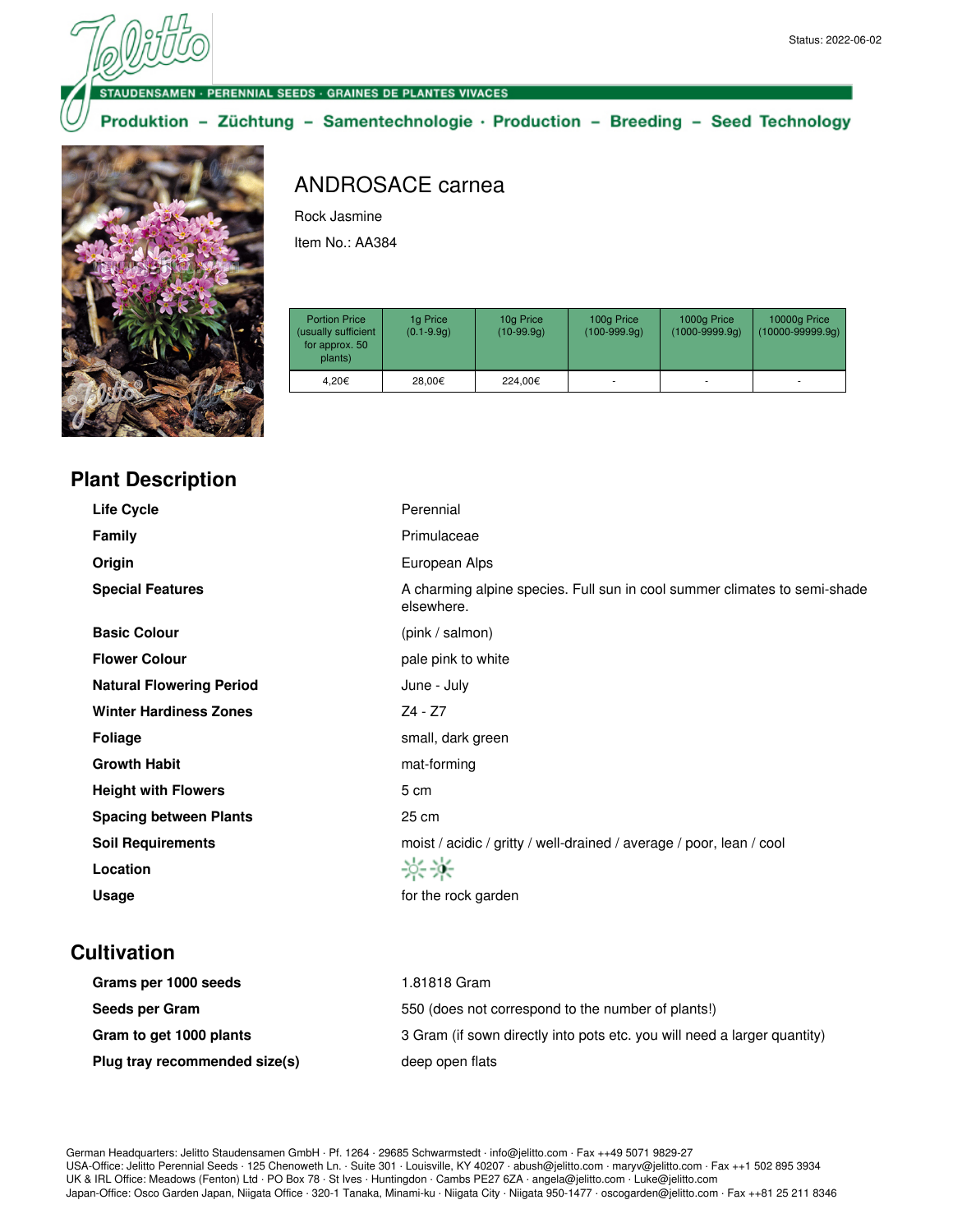Status: 2022-06-02

STAUDENSAMEN · PERENNIAL SEEDS · GRAINES DE PLANTES VIVACES

Produktion – Züchtung – Samentechnologie · Production – Breeding – Seed Technology

# ANDROSACE carnea

Rock Jasmine

Item No.: AA384

| Portion Price (usually sufficient for approx. 50 plants) | 1g Price (0.1-9.9g) | 10g Price (10-99.9g) | 100g Price (100-999.9g) | 1000g Price (1000-9999.9g) | 10000g Price (10000-99999.9g) |
|---|---|---|---|---|---|
| 4,20€ | 28,00€ | 224,00€ | - | - | - |

## Plant Description

| | |
|---|---|
| **Life Cycle** | Perennial |
| **Family** | Primulaceae |
| **Origin** | European Alps |
| **Special Features** | A charming alpine species. Full sun in cool summer climates to semi-shade elsewhere. |
| **Basic Colour** | (pink / salmon) |
| **Flower Colour** | pale pink to white |
| **Natural Flowering Period** | June - July |
| **Winter Hardiness Zones** | Z4 - Z7 |
| **Foliage** | small, dark green |
| **Growth Habit** | mat-forming |
| **Height with Flowers** | 5 cm |
| **Spacing between Plants** | 25 cm |
| **Soil Requirements** | moist / acidic / gritty / well-drained / average / poor, lean / cool |
| **Location** | |
| **Usage** | for the rock garden |

## Cultivation

| | |
|---|---|
| **Grams per 1000 seeds** | 1.81818 Gram |
| **Seeds per Gram** | 550 (does not correspond to the number of plants!) |
| **Gram to get 1000 plants** | 3 Gram (if sown directly into pots etc. you will need a larger quantity) |
| **Plug tray recommended size(s)** | deep open flats |

German Headquarters: Jelitto Staudensamen GmbH · Pf. 1264 · 29685 Schwarmstedt · info@jelitto.com · Fax ++49 5071 9829-27
USA-Office: Jelitto Perennial Seeds · 125 Chenoweth Ln. · Suite 301 · Louisville, KY 40207 · abush@jelitto.com · maryv@jelitto.com · Fax ++1 502 895 3934
UK & IRL Office: Meadows (Fenton) Ltd · PO Box 78 · St Ives · Huntingdon · Cambs PE27 6ZA · angela@jelitto.com · Luke@jelitto.com
Japan-Office: Osco Garden Japan, Niigata Office · 320-1 Tanaka, Minami-ku · Niigata City · Niigata 950-1477 · oscogarden@jelitto.com · Fax ++81 25 211 8346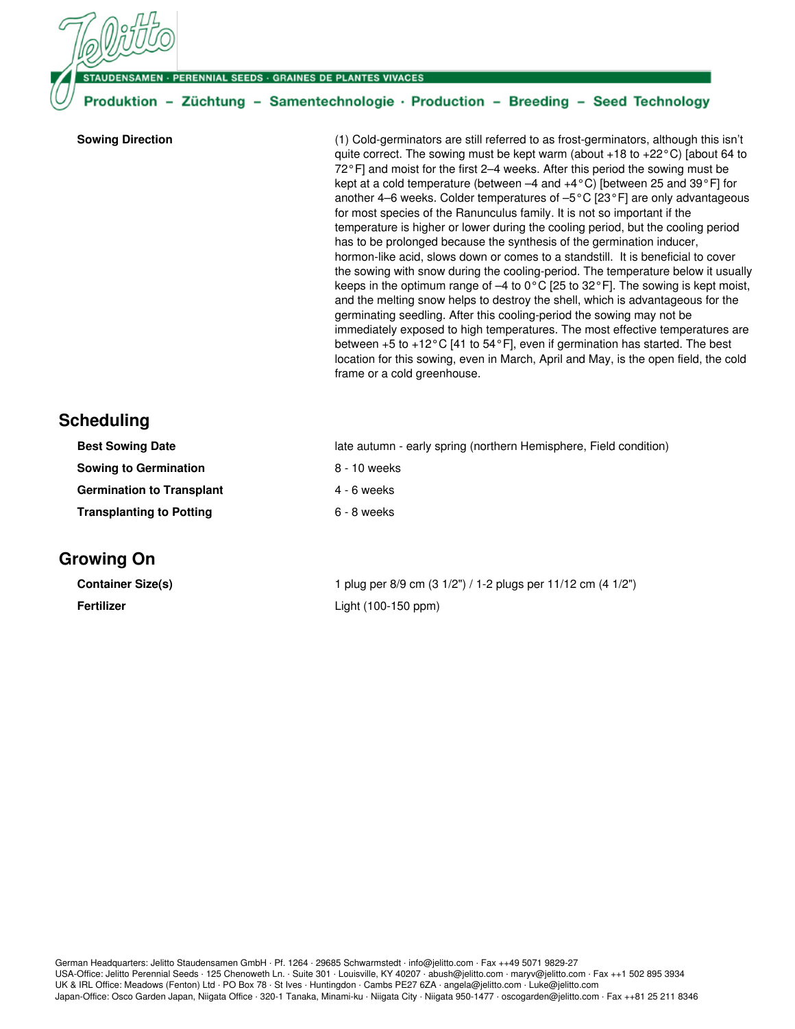**Sowing Direction**

(1) Cold-germinators are still referred to as frost-germinators, although this isn’t quite correct. The sowing must be kept warm (about +18 to +22°C) [about 64 to 72°F] and moist for the first 2–4 weeks. After this period the sowing must be kept at a cold temperature (between –4 and +4°C) [between 25 and 39°F] for another 4–6 weeks. Colder temperatures of –5°C [23°F] are only advantageous for most species of the Ranunculus family. It is not so important if the temperature is higher or lower during the cooling period, but the cooling period has to be prolonged because the synthesis of the germination inducer, hormon-like acid, slows down or comes to a standstill. It is beneficial to cover the sowing with snow during the cooling-period. The temperature below it usually keeps in the optimum range of –4 to 0°C [25 to 32°F]. The sowing is kept moist, and the melting snow helps to destroy the shell, which is advantageous for the germinating seedling. After this cooling-period the sowing may not be immediately exposed to high temperatures. The most effective temperatures are between +5 to +12°C [41 to 54°F], even if germination has started. The best location for this sowing, even in March, April and May, is the open field, the cold frame or a cold greenhouse.

## Scheduling

| | |
|---|---|
| **Best Sowing Date** | late autumn - early spring (northern Hemisphere, Field condition) |
| **Sowing to Germination** | 8 - 10 weeks |
| **Germination to Transplant** | 4 - 6 weeks |
| **Transplanting to Potting** | 6 - 8 weeks |

## Growing On

| | |
|---|---|
| **Container Size(s)** | 1 plug per 8/9 cm (3 1/2") / 1-2 plugs per 11/12 cm (4 1/2") |
| **Fertilizer** | Light (100-150 ppm) |